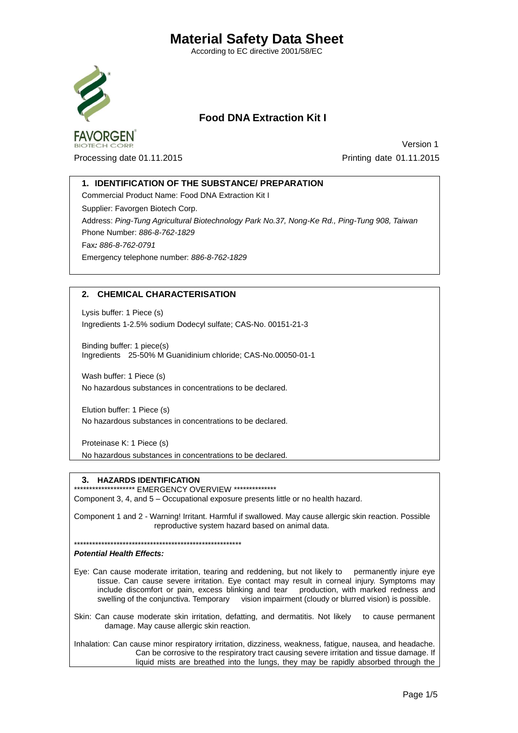# Material Safety Data Sheet

According to EC directive 2001/58/EC

FAVORGEN®
BIOTECH CORP.

## Food DNA Extraction Kit I

Version 1

Processing date 01.11.2015

Printing date 01.11.2015

## 1. IDENTIFICATION OF THE SUBSTANCE/ PREPARATION

Commercial Product Name: Food DNA Extraction Kit I

Supplier: Favorgen Biotech Corp.

Address: *Ping-Tung Agricultural Biotechnology Park No.37, Nong-Ke Rd., Ping-Tung 908, Taiwan*

Phone Number: *886-8-762-1829*

Fax*: 886-8-762-0791*

Emergency telephone number: *886-8-762-1829*

## 2. CHEMICAL CHARACTERISATION

Lysis buffer: 1 Piece (s)
Ingredients 1-2.5% sodium Dodecyl sulfate; CAS-No. 00151-21-3

Binding buffer: 1 piece(s)
Ingredients 25-50% M Guanidinium chloride; CAS-No.00050-01-1

Wash buffer: 1 Piece (s)
No hazardous substances in concentrations to be declared.

Elution buffer: 1 Piece (s)
No hazardous substances in concentrations to be declared.

Proteinase K: 1 Piece (s)
No hazardous substances in concentrations to be declared.

## 3. HAZARDS IDENTIFICATION

******************** EMERGENCY OVERVIEW **************

Component 3, 4, and 5 – Occupational exposure presents little or no health hazard.

Component 1 and 2 - Warning! Irritant. Harmful if swallowed. May cause allergic skin reaction. Possible reproductive system hazard based on animal data.

*********************************************************

***Potential Health Effects:***

Eye: Can cause moderate irritation, tearing and reddening, but not likely to permanently injure eye tissue. Can cause severe irritation. Eye contact may result in corneal injury. Symptoms may include discomfort or pain, excess blinking and tear production, with marked redness and swelling of the conjunctiva. Temporary vision impairment (cloudy or blurred vision) is possible.

Skin: Can cause moderate skin irritation, defatting, and dermatitis. Not likely to cause permanent damage. May cause allergic skin reaction.

Inhalation: Can cause minor respiratory irritation, dizziness, weakness, fatigue, nausea, and headache. Can be corrosive to the respiratory tract causing severe irritation and tissue damage. If liquid mists are breathed into the lungs, they may be rapidly absorbed through the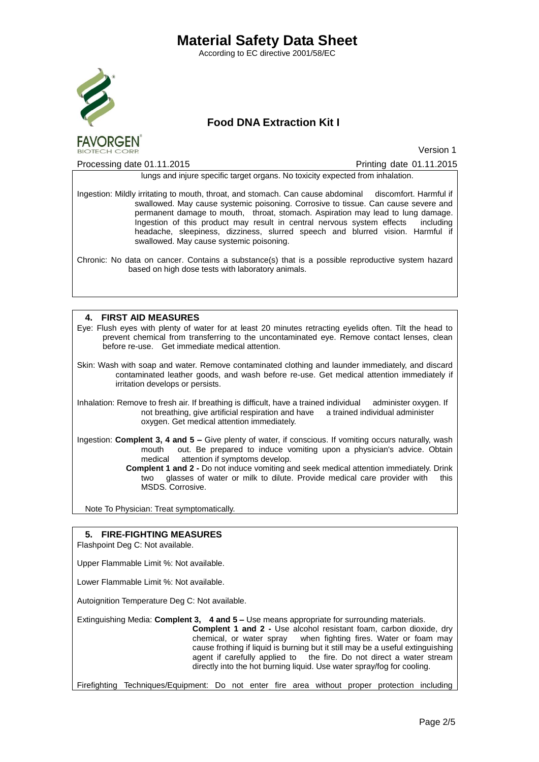lungs and injure specific target organs. No toxicity expected from inhalation.

Ingestion: Mildly irritating to mouth, throat, and stomach. Can cause abdominal discomfort. Harmful if swallowed. May cause systemic poisoning. Corrosive to tissue. Can cause severe and permanent damage to mouth, throat, stomach. Aspiration may lead to lung damage. Ingestion of this product may result in central nervous system effects including headache, sleepiness, dizziness, slurred speech and blurred vision. Harmful if swallowed. May cause systemic poisoning.

Chronic: No data on cancer. Contains a substance(s) that is a possible reproductive system hazard based on high dose tests with laboratory animals.

## 4. FIRST AID MEASURES

Eye: Flush eyes with plenty of water for at least 20 minutes retracting eyelids often. Tilt the head to prevent chemical from transferring to the uncontaminated eye. Remove contact lenses, clean before re-use. Get immediate medical attention.

Skin: Wash with soap and water. Remove contaminated clothing and launder immediately, and discard contaminated leather goods, and wash before re-use. Get medical attention immediately if irritation develops or persists.

Inhalation: Remove to fresh air. If breathing is difficult, have a trained individual administer oxygen. If not breathing, give artificial respiration and have a trained individual administer oxygen. Get medical attention immediately.

Ingestion: **Complent 3, 4 and 5 –** Give plenty of water, if conscious. If vomiting occurs naturally, wash mouth out. Be prepared to induce vomiting upon a physician's advice. Obtain medical attention if symptoms develop.
**Complent 1 and 2 -** Do not induce vomiting and seek medical attention immediately. Drink two glasses of water or milk to dilute. Provide medical care provider with this MSDS. Corrosive.

Note To Physician: Treat symptomatically.

## 5. FIRE-FIGHTING MEASURES

Flashpoint Deg C: Not available.

Upper Flammable Limit %: Not available.

Lower Flammable Limit %: Not available.

Autoignition Temperature Deg C: Not available.

Extinguishing Media: **Complent 3, 4 and 5 –** Use means appropriate for surrounding materials.
**Complent 1 and 2 -** Use alcohol resistant foam, carbon dioxide, dry chemical, or water spray when fighting fires. Water or foam may cause frothing if liquid is burning but it still may be a useful extinguishing agent if carefully applied to the fire. Do not direct a water stream directly into the hot burning liquid. Use water spray/fog for cooling.

Firefighting Techniques/Equipment: Do not enter fire area without proper protection including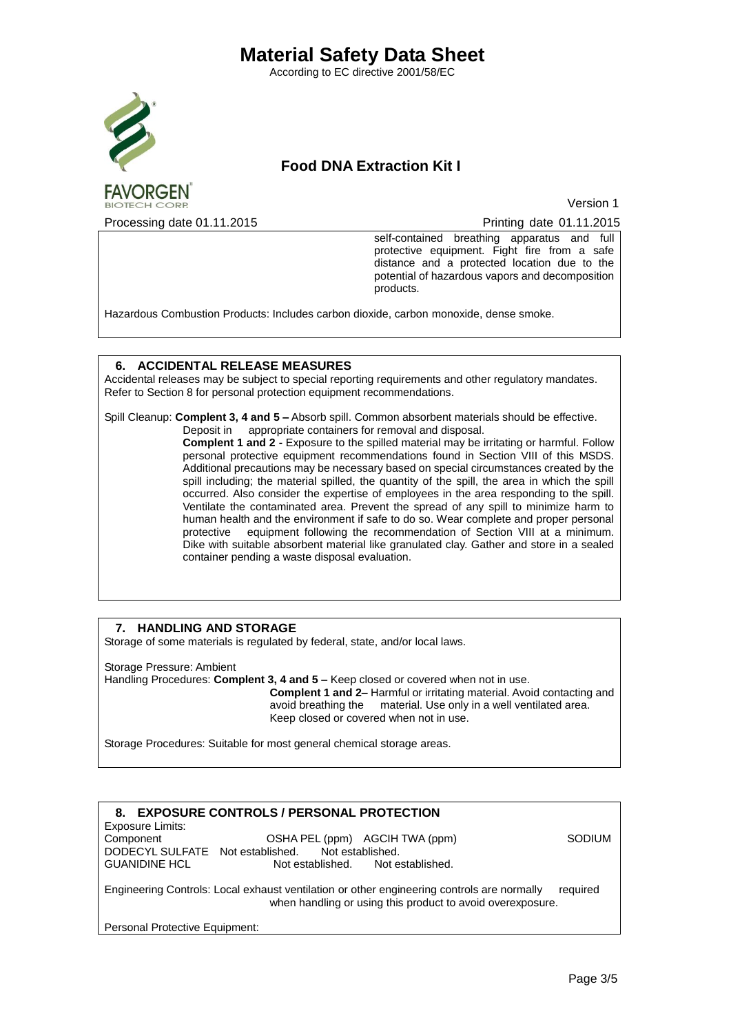self-contained breathing apparatus and full protective equipment. Fight fire from a safe distance and a protected location due to the potential of hazardous vapors and decomposition products.

Hazardous Combustion Products: Includes carbon dioxide, carbon monoxide, dense smoke.

## 6. ACCIDENTAL RELEASE MEASURES

Accidental releases may be subject to special reporting requirements and other regulatory mandates. Refer to Section 8 for personal protection equipment recommendations.

Spill Cleanup: **Complent 3, 4 and 5 –** Absorb spill. Common absorbent materials should be effective. Deposit in appropriate containers for removal and disposal.

**Complent 1 and 2 -** Exposure to the spilled material may be irritating or harmful. Follow personal protective equipment recommendations found in Section VIII of this MSDS. Additional precautions may be necessary based on special circumstances created by the spill including; the material spilled, the quantity of the spill, the area in which the spill occurred. Also consider the expertise of employees in the area responding to the spill. Ventilate the contaminated area. Prevent the spread of any spill to minimize harm to human health and the environment if safe to do so. Wear complete and proper personal protective equipment following the recommendation of Section VIII at a minimum. Dike with suitable absorbent material like granulated clay. Gather and store in a sealed container pending a waste disposal evaluation.

## 7. HANDLING AND STORAGE

Storage of some materials is regulated by federal, state, and/or local laws.

Storage Pressure: Ambient

Handling Procedures: **Complent 3, 4 and 5 –** Keep closed or covered when not in use.

**Complent 1 and 2–** Harmful or irritating material. Avoid contacting and avoid breathing the material. Use only in a well ventilated area. Keep closed or covered when not in use.

Storage Procedures: Suitable for most general chemical storage areas.

## 8. EXPOSURE CONTROLS / PERSONAL PROTECTION

Exposure Limits:

| Component | OSHA PEL (ppm) | AGCIH TWA (ppm) |
|---|---|---|
| SODIUM DODECYL SULFATE | Not established. | Not established. |
| GUANIDINE HCL | Not established. | Not established. |

Engineering Controls: Local exhaust ventilation or other engineering controls are normally required when handling or using this product to avoid overexposure.

Personal Protective Equipment: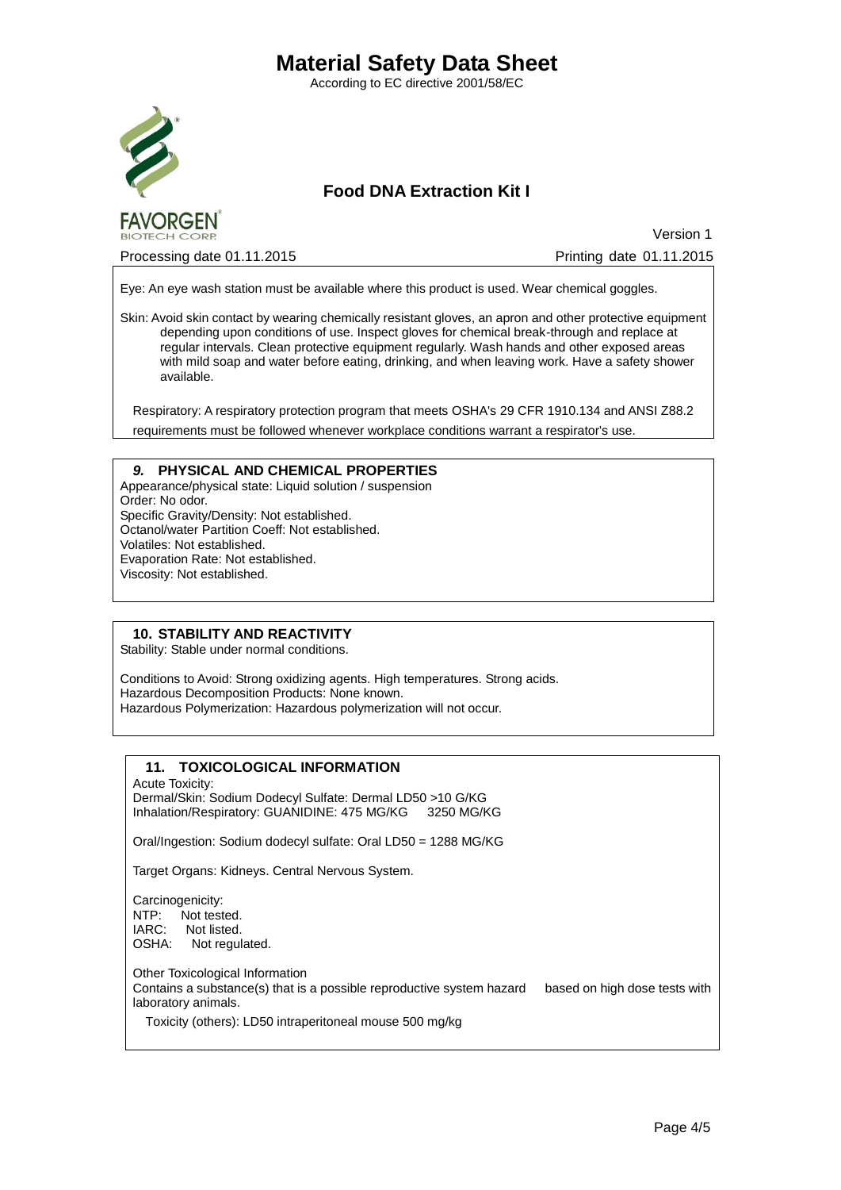# Material Safety Data Sheet

According to EC directive 2001/58/EC

## Food DNA Extraction Kit I

FAVORGEN BIOTECH CORP.

Version 1

Processing date 01.11.2015 Printing date 01.11.2015

Eye: An eye wash station must be available where this product is used. Wear chemical goggles.

Skin: Avoid skin contact by wearing chemically resistant gloves, an apron and other protective equipment depending upon conditions of use. Inspect gloves for chemical break-through and replace at regular intervals. Clean protective equipment regularly. Wash hands and other exposed areas with mild soap and water before eating, drinking, and when leaving work. Have a safety shower available.

Respiratory: A respiratory protection program that meets OSHA's 29 CFR 1910.134 and ANSI Z88.2 requirements must be followed whenever workplace conditions warrant a respirator's use.

### *9.* PHYSICAL AND CHEMICAL PROPERTIES

Appearance/physical state: Liquid solution / suspension
Order: No odor.
Specific Gravity/Density: Not established.
Octanol/water Partition Coeff: Not established.
Volatiles: Not established.
Evaporation Rate: Not established.
Viscosity: Not established.

### 10. STABILITY AND REACTIVITY

Stability: Stable under normal conditions.

Conditions to Avoid: Strong oxidizing agents. High temperatures. Strong acids.
Hazardous Decomposition Products: None known.
Hazardous Polymerization: Hazardous polymerization will not occur.

### 11. TOXICOLOGICAL INFORMATION

Acute Toxicity:
Dermal/Skin: Sodium Dodecyl Sulfate: Dermal LD50 >10 G/KG
Inhalation/Respiratory: GUANIDINE: 475 MG/KG 3250 MG/KG

Oral/Ingestion: Sodium dodecyl sulfate: Oral LD50 = 1288 MG/KG

Target Organs: Kidneys. Central Nervous System.

Carcinogenicity:
NTP: Not tested.
IARC: Not listed.
OSHA: Not regulated.

Other Toxicological Information
Contains a substance(s) that is a possible reproductive system hazard based on high dose tests with laboratory animals.

Toxicity (others): LD50 intraperitoneal mouse 500 mg/kg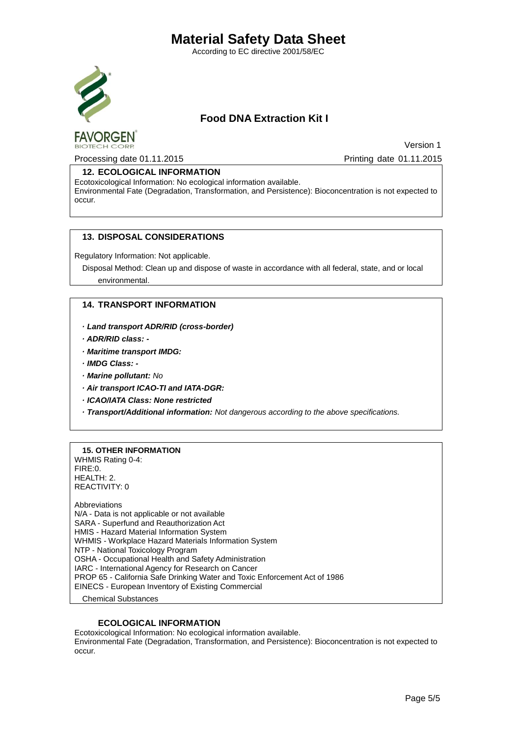# Material Safety Data Sheet

According to EC directive 2001/58/EC

## Food DNA Extraction Kit I

Version 1

Processing date 01.11.2015 Printing date 01.11.2015

### 12. ECOLOGICAL INFORMATION

Ecotoxicological Information: No ecological information available.
Environmental Fate (Degradation, Transformation, and Persistence): Bioconcentration is not expected to occur.

### 13. DISPOSAL CONSIDERATIONS

Regulatory Information: Not applicable.

Disposal Method: Clean up and dispose of waste in accordance with all federal, state, and or local environmental.

### 14. TRANSPORT INFORMATION

- ***Land transport ADR/RID (cross-border)***
- ***ADR/RID class: -***
- ***Maritime transport IMDG:***
- ***IMDG Class: -***
- ***Marine pollutant:*** *No*
- ***Air transport ICAO-TI and IATA-DGR:***
- ***ICAO/IATA Class: None restricted***
- ***Transport/Additional information:*** *Not dangerous according to the above specifications.*

### 15. OTHER INFORMATION

WHMIS Rating 0-4:
FIRE:0.
HEALTH: 2.
REACTIVITY: 0

Abbreviations
N/A - Data is not applicable or not available
SARA - Superfund and Reauthorization Act
HMIS - Hazard Material Information System
WHMIS - Workplace Hazard Materials Information System
NTP - National Toxicology Program
OSHA - Occupational Health and Safety Administration
IARC - International Agency for Research on Cancer
PROP 65 - California Safe Drinking Water and Toxic Enforcement Act of 1986
EINECS - European Inventory of Existing Commercial Chemical Substances

### ECOLOGICAL INFORMATION

Ecotoxicological Information: No ecological information available.
Environmental Fate (Degradation, Transformation, and Persistence): Bioconcentration is not expected to occur.